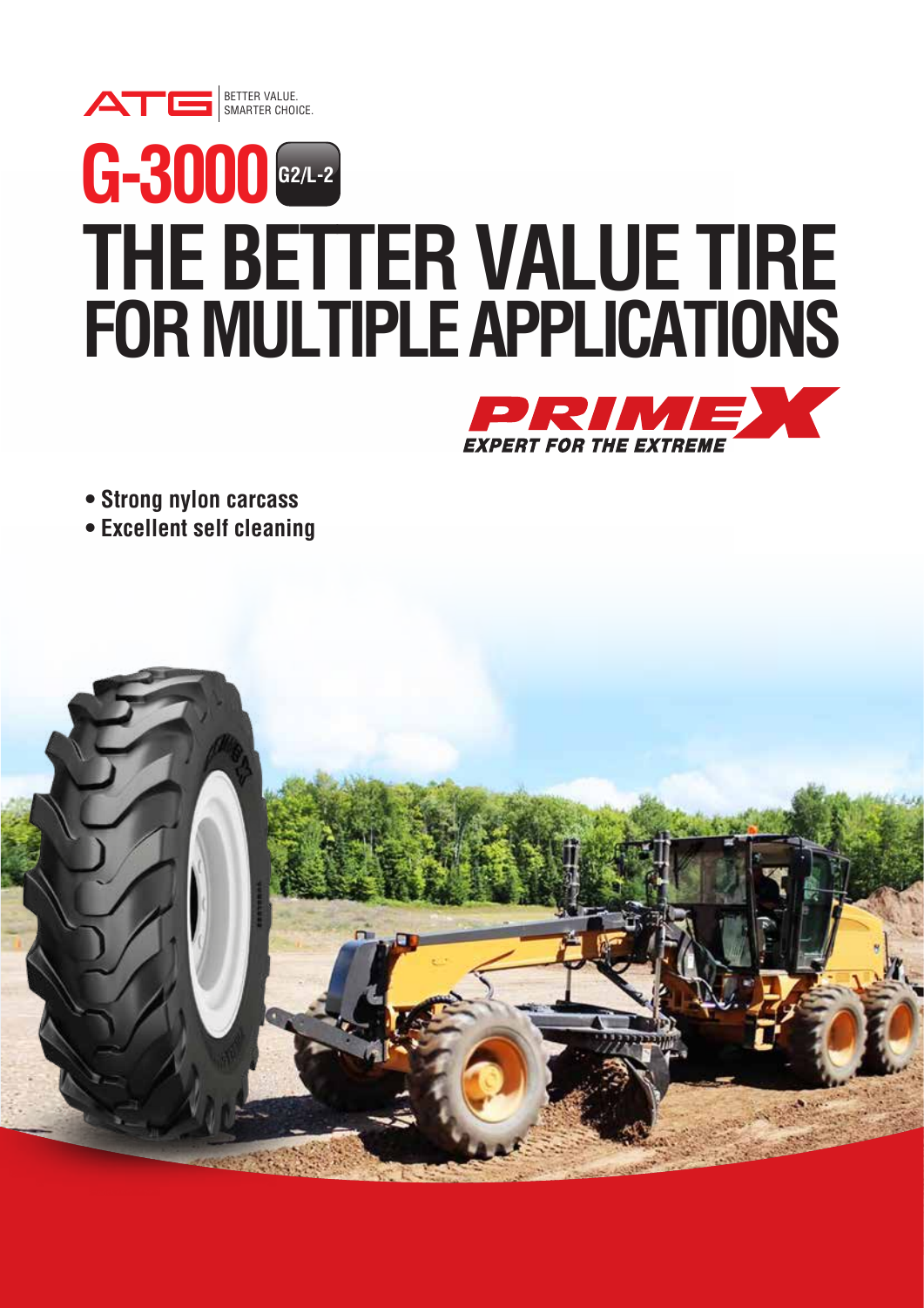ATG | BETTER VALUE. SMARTER CHOICE.

# G-3000 G2/L-2

# THE BETTER VALUE TIRE FOR MULTIPLE APPLICATIONS

PRIMEX
EXPERT FOR THE EXTREME

- **Strong nylon carcass**
- **Excellent self cleaning**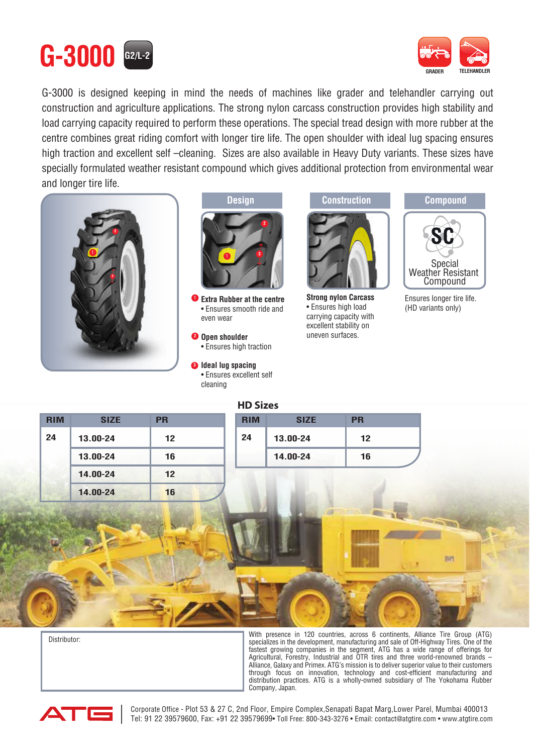# G-3000 G2/L-2

GRADER TELEHANDLER

G-3000 is designed keeping in mind the needs of machines like grader and telehandler carrying out construction and agriculture applications. The strong nylon carcass construction provides high stability and load carrying capacity required to perform these operations. The special tread design with more rubber at the centre combines great riding comfort with longer tire life. The open shoulder with ideal lug spacing ensures high traction and excellent self –cleaning. Sizes are also available in Heavy Duty variants. These sizes have specially formulated weather resistant compound which gives additional protection from environmental wear and longer tire life.

## Design

1. **Extra Rubber at the centre**
   - Ensures smooth ride and even wear
2. **Open shoulder**
   - Ensures high traction
3. **Ideal lug spacing**
   - Ensures excellent self cleaning

## Construction

**Strong nylon Carcass**
- Ensures high load carrying capacity with excellent stability on uneven surfaces.

## Compound

SC Special Weather Resistant Compound

Ensures longer tire life. (HD variants only)

| RIM | SIZE | PR |
|---|---|---|
| 24 | 13.00-24 | 12 |
| | 13.00-24 | 16 |
| | 14.00-24 | 12 |
| | 14.00-24 | 16 |

### HD Sizes

| RIM | SIZE | PR |
|---|---|---|
| 24 | 13.00-24 | 12 |
| | 14.00-24 | 16 |

Distributor:

With presence in 120 countries, across 6 continents, Alliance Tire Group (ATG) specializes in the development, manufacturing and sale of Off-Highway Tires. One of the fastest growing companies in the segment, ATG has a wide range of offerings for Agricultural, Forestry, Industrial and OTR tires and three world-renowned brands – Alliance, Galaxy and Primex. ATG's mission is to deliver superior value to their customers through focus on innovation, technology and cost-efficient manufacturing and distribution practices. ATG is a wholly-owned subsidiary of The Yokohama Rubber Company, Japan.

ATG

Corporate Office - Plot 53 & 27 C, 2nd Floor, Empire Complex,Senapati Bapat Marg,Lower Parel, Mumbai 400013
Tel: 91 22 39579600, Fax: +91 22 39579699• Toll Free: 800-343-3276 • Email: contact@atgtire.com • www.atgtire.com